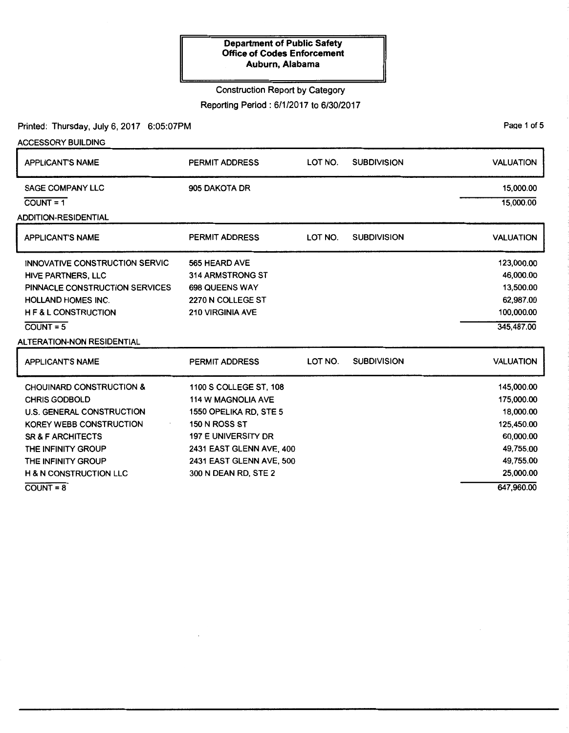**Department of Public Safety**
**Office of Codes Enforcement**
**Auburn, Alabama**

Construction Report by Category

Reporting Period : 6/1/2017 to 6/30/2017

Printed: Thursday, July 6, 2017 6:05:07PM

## ACCESSORY BUILDING

| APPLICANT'S NAME | PERMIT ADDRESS | LOT NO. | SUBDIVISION | VALUATION |
|---|---|---|---|---|
| SAGE COMPANY LLC | 905 DAKOTA DR | | | 15,000.00 |
| COUNT = 1 | | | | 15,000.00 |

## ADDITION-RESIDENTIAL

| APPLICANT'S NAME | PERMIT ADDRESS | LOT NO. | SUBDIVISION | VALUATION |
|---|---|---|---|---|
| INNOVATIVE CONSTRUCTION SERVIC | 565 HEARD AVE | | | 123,000.00 |
| HIVE PARTNERS, LLC | 314 ARMSTRONG ST | | | 46,000.00 |
| PINNACLE CONSTRUCTION SERVICES | 698 QUEENS WAY | | | 13,500.00 |
| HOLLAND HOMES INC. | 2270 N COLLEGE ST | | | 62,987.00 |
| H F & L CONSTRUCTION | 210 VIRGINIA AVE | | | 100,000.00 |
| COUNT = 5 | | | | 345,487.00 |

## ALTERATION-NON RESIDENTIAL

| APPLICANT'S NAME | PERMIT ADDRESS | LOT NO. | SUBDIVISION | VALUATION |
|---|---|---|---|---|
| CHOUINARD CONSTRUCTION & | 1100 S COLLEGE ST, 108 | | | 145,000.00 |
| CHRIS GODBOLD | 114 W MAGNOLIA AVE | | | 175,000.00 |
| U.S. GENERAL CONSTRUCTION | 1550 OPELIKA RD, STE 5 | | | 18,000.00 |
| KOREY WEBB CONSTRUCTION | 150 N ROSS ST | | | 125,450.00 |
| SR & F ARCHITECTS | 197 E UNIVERSITY DR | | | 60,000.00 |
| THE INFINITY GROUP | 2431 EAST GLENN AVE, 400 | | | 49,755.00 |
| THE INFINITY GROUP | 2431 EAST GLENN AVE, 500 | | | 49,755.00 |
| H & N CONSTRUCTION LLC | 300 N DEAN RD, STE 2 | | | 25,000.00 |
| COUNT = 8 | | | | 647,960.00 |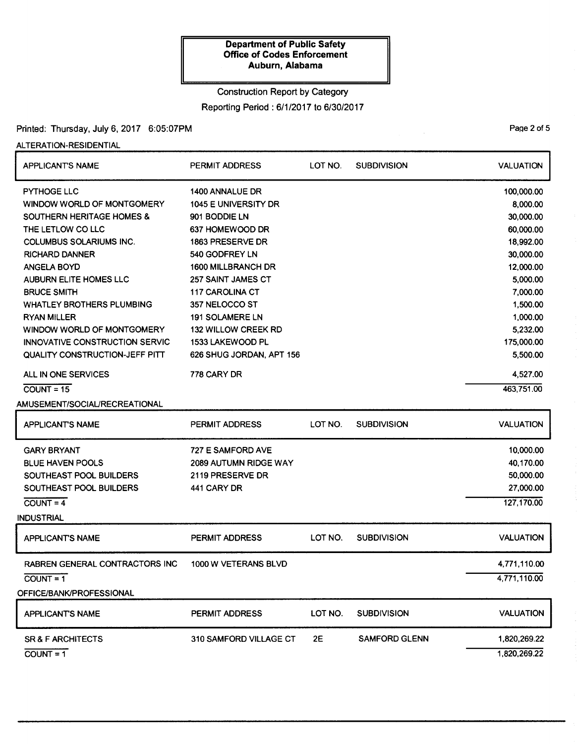**Department of Public Safety**
**Office of Codes Enforcement**
**Auburn, Alabama**

Construction Report by Category

Reporting Period : 6/1/2017 to 6/30/2017

Printed: Thursday, July 6, 2017 6:05:07PM

ALTERATION-RESIDENTIAL

| APPLICANT'S NAME | PERMIT ADDRESS | LOT NO. | SUBDIVISION | VALUATION |
|---|---|---|---|---|
| PYTHOGE LLC | 1400 ANNALUE DR | | | 100,000.00 |
| WINDOW WORLD OF MONTGOMERY | 1045 E UNIVERSITY DR | | | 8,000.00 |
| SOUTHERN HERITAGE HOMES & | 901 BODDIE LN | | | 30,000.00 |
| THE LETLOW CO LLC | 637 HOMEWOOD DR | | | 60,000.00 |
| COLUMBUS SOLARIUMS INC. | 1863 PRESERVE DR | | | 18,992.00 |
| RICHARD DANNER | 540 GODFREY LN | | | 30,000.00 |
| ANGELA BOYD | 1600 MILLBRANCH DR | | | 12,000.00 |
| AUBURN ELITE HOMES LLC | 257 SAINT JAMES CT | | | 5,000.00 |
| BRUCE SMITH | 117 CAROLINA CT | | | 7,000.00 |
| WHATLEY BROTHERS PLUMBING | 357 NELOCCO ST | | | 1,500.00 |
| RYAN MILLER | 191 SOLAMERE LN | | | 1,000.00 |
| WINDOW WORLD OF MONTGOMERY | 132 WILLOW CREEK RD | | | 5,232.00 |
| INNOVATIVE CONSTRUCTION SERVIC | 1533 LAKEWOOD PL | | | 175,000.00 |
| QUALITY CONSTRUCTION-JEFF PITT | 626 SHUG JORDAN, APT 156 | | | 5,500.00 |
| ALL IN ONE SERVICES | 778 CARY DR | | | 4,527.00 |
| COUNT = 15 | | | | 463,751.00 |

AMUSEMENT/SOCIAL/RECREATIONAL

| APPLICANT'S NAME | PERMIT ADDRESS | LOT NO. | SUBDIVISION | VALUATION |
|---|---|---|---|---|
| GARY BRYANT | 727 E SAMFORD AVE | | | 10,000.00 |
| BLUE HAVEN POOLS | 2089 AUTUMN RIDGE WAY | | | 40,170.00 |
| SOUTHEAST POOL BUILDERS | 2119 PRESERVE DR | | | 50,000.00 |
| SOUTHEAST POOL BUILDERS | 441 CARY DR | | | 27,000.00 |
| COUNT = 4 | | | | 127,170.00 |

INDUSTRIAL

| APPLICANT'S NAME | PERMIT ADDRESS | LOT NO. | SUBDIVISION | VALUATION |
|---|---|---|---|---|
| RABREN GENERAL CONTRACTORS INC | 1000 W VETERANS BLVD | | | 4,771,110.00 |
| COUNT = 1 | | | | 4,771,110.00 |

OFFICE/BANK/PROFESSIONAL

| APPLICANT'S NAME | PERMIT ADDRESS | LOT NO. | SUBDIVISION | VALUATION |
|---|---|---|---|---|
| SR & F ARCHITECTS | 310 SAMFORD VILLAGE CT | 2E | SAMFORD GLENN | 1,820,269.22 |
| COUNT = 1 | | | | 1,820,269.22 |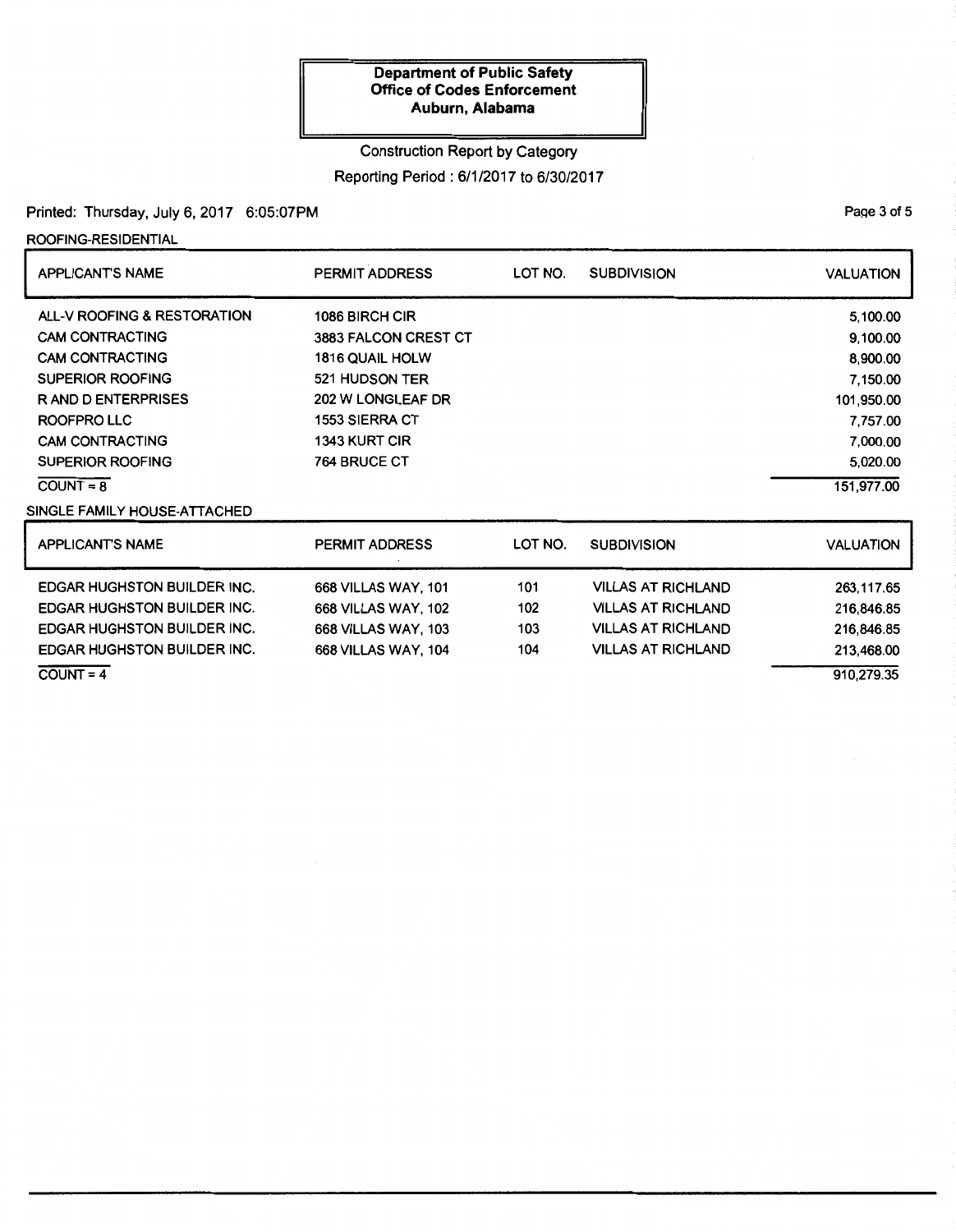**Department of Public Safety**
**Office of Codes Enforcement**
**Auburn, Alabama**

Construction Report by Category

Reporting Period : 6/1/2017 to 6/30/2017

Printed: Thursday, July 6, 2017 6:05:07PM

ROOFING-RESIDENTIAL

| APPLICANT'S NAME | PERMIT ADDRESS | LOT NO. | SUBDIVISION | VALUATION |
|---|---|---|---|---|
| ALL-V ROOFING & RESTORATION | 1086 BIRCH CIR | | | 5,100.00 |
| CAM CONTRACTING | 3883 FALCON CREST CT | | | 9,100.00 |
| CAM CONTRACTING | 1816 QUAIL HOLW | | | 8,900.00 |
| SUPERIOR ROOFING | 521 HUDSON TER | | | 7,150.00 |
| R AND D ENTERPRISES | 202 W LONGLEAF DR | | | 101,950.00 |
| ROOFPRO LLC | 1553 SIERRA CT | | | 7,757.00 |
| CAM CONTRACTING | 1343 KURT CIR | | | 7,000.00 |
| SUPERIOR ROOFING | 764 BRUCE CT | | | 5,020.00 |
| COUNT = 8 | | | | 151,977.00 |

SINGLE FAMILY HOUSE-ATTACHED

| APPLICANT'S NAME | PERMIT ADDRESS | LOT NO. | SUBDIVISION | VALUATION |
|---|---|---|---|---|
| EDGAR HUGHSTON BUILDER INC. | 668 VILLAS WAY, 101 | 101 | VILLAS AT RICHLAND | 263,117.65 |
| EDGAR HUGHSTON BUILDER INC. | 668 VILLAS WAY, 102 | 102 | VILLAS AT RICHLAND | 216,846.85 |
| EDGAR HUGHSTON BUILDER INC. | 668 VILLAS WAY, 103 | 103 | VILLAS AT RICHLAND | 216,846.85 |
| EDGAR HUGHSTON BUILDER INC. | 668 VILLAS WAY, 104 | 104 | VILLAS AT RICHLAND | 213,468.00 |
| COUNT = 4 | | | | 910,279.35 |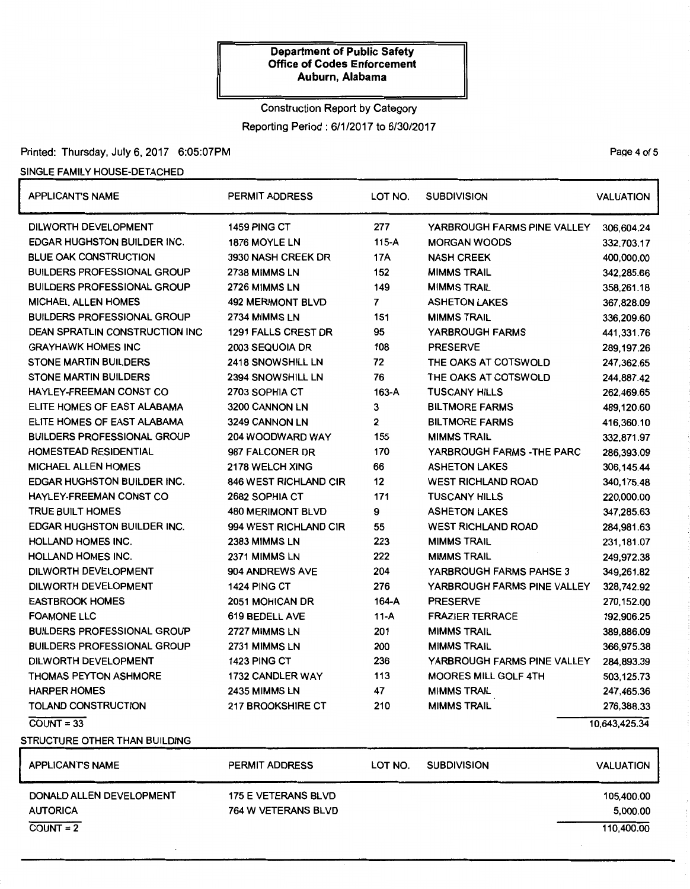**Department of Public Safety**
**Office of Codes Enforcement**
**Auburn, Alabama**

Construction Report by Category

Reporting Period : 6/1/2017 to 6/30/2017

Printed: Thursday, July 6, 2017 6:05:07PM

SINGLE FAMILY HOUSE-DETACHED

| APPLICANT'S NAME | PERMIT ADDRESS | LOT NO. | SUBDIVISION | VALUATION |
|---|---|---|---|---|
| DILWORTH DEVELOPMENT | 1459 PING CT | 277 | YARBROUGH FARMS PINE VALLEY | 306,604.24 |
| EDGAR HUGHSTON BUILDER INC. | 1876 MOYLE LN | 115-A | MORGAN WOODS | 332,703.17 |
| BLUE OAK CONSTRUCTION | 3930 NASH CREEK DR | 17A | NASH CREEK | 400,000.00 |
| BUILDERS PROFESSIONAL GROUP | 2738 MIMMS LN | 152 | MIMMS TRAIL | 342,285.66 |
| BUILDERS PROFESSIONAL GROUP | 2726 MIMMS LN | 149 | MIMMS TRAIL | 358,261.18 |
| MICHAEL ALLEN HOMES | 492 MERIMONT BLVD | 7 | ASHETON LAKES | 367,828.09 |
| BUILDERS PROFESSIONAL GROUP | 2734 MIMMS LN | 151 | MIMMS TRAIL | 336,209.60 |
| DEAN SPRATLIN CONSTRUCTION INC | 1291 FALLS CREST DR | 95 | YARBROUGH FARMS | 441,331.76 |
| GRAYHAWK HOMES INC | 2003 SEQUOIA DR | 108 | PRESERVE | 289,197.26 |
| STONE MARTIN BUILDERS | 2418 SNOWSHILL LN | 72 | THE OAKS AT COTSWOLD | 247,362.65 |
| STONE MARTIN BUILDERS | 2394 SNOWSHILL LN | 76 | THE OAKS AT COTSWOLD | 244,887.42 |
| HAYLEY-FREEMAN CONST CO | 2703 SOPHIA CT | 163-A | TUSCANY HILLS | 262,469.65 |
| ELITE HOMES OF EAST ALABAMA | 3200 CANNON LN | 3 | BILTMORE FARMS | 489,120.60 |
| ELITE HOMES OF EAST ALABAMA | 3249 CANNON LN | 2 | BILTMORE FARMS | 416,360.10 |
| BUILDERS PROFESSIONAL GROUP | 204 WOODWARD WAY | 155 | MIMMS TRAIL | 332,871.97 |
| HOMESTEAD RESIDENTIAL | 987 FALCONER DR | 170 | YARBROUGH FARMS -THE PARC | 286,393.09 |
| MICHAEL ALLEN HOMES | 2178 WELCH XING | 66 | ASHETON LAKES | 306,145.44 |
| EDGAR HUGHSTON BUILDER INC. | 846 WEST RICHLAND CIR | 12 | WEST RICHLAND ROAD | 340,175.48 |
| HAYLEY-FREEMAN CONST CO | 2682 SOPHIA CT | 171 | TUSCANY HILLS | 220,000.00 |
| TRUE BUILT HOMES | 480 MERIMONT BLVD | 9 | ASHETON LAKES | 347,285.63 |
| EDGAR HUGHSTON BUILDER INC. | 994 WEST RICHLAND CIR | 55 | WEST RICHLAND ROAD | 284,981.63 |
| HOLLAND HOMES INC. | 2383 MIMMS LN | 223 | MIMMS TRAIL | 231,181.07 |
| HOLLAND HOMES INC. | 2371 MIMMS LN | 222 | MIMMS TRAIL | 249,972.38 |
| DILWORTH DEVELOPMENT | 904 ANDREWS AVE | 204 | YARBROUGH FARMS PAHSE 3 | 349,261.82 |
| DILWORTH DEVELOPMENT | 1424 PING CT | 276 | YARBROUGH FARMS PINE VALLEY | 328,742.92 |
| EASTBROOK HOMES | 2051 MOHICAN DR | 164-A | PRESERVE | 270,152.00 |
| FOAMONE LLC | 619 BEDELL AVE | 11-A | FRAZIER TERRACE | 192,906.25 |
| BUILDERS PROFESSIONAL GROUP | 2727 MIMMS LN | 201 | MIMMS TRAIL | 389,886.09 |
| BUILDERS PROFESSIONAL GROUP | 2731 MIMMS LN | 200 | MIMMS TRAIL | 366,975.38 |
| DILWORTH DEVELOPMENT | 1423 PING CT | 236 | YARBROUGH FARMS PINE VALLEY | 284,893.39 |
| THOMAS PEYTON ASHMORE | 1732 CANDLER WAY | 113 | MOORES MILL GOLF 4TH | 503,125.73 |
| HARPER HOMES | 2435 MIMMS LN | 47 | MIMMS TRAIL | 247,465.36 |
| TOLAND CONSTRUCTION | 217 BROOKSHIRE CT | 210 | MIMMS TRAIL | 276,388.33 |
| COUNT = 33 | | | | 10,643,425.34 |

STRUCTURE OTHER THAN BUILDING

| APPLICANT'S NAME | PERMIT ADDRESS | LOT NO. | SUBDIVISION | VALUATION |
|---|---|---|---|---|
| DONALD ALLEN DEVELOPMENT | 175 E VETERANS BLVD | | | 105,400.00 |
| AUTORICA | 764 W VETERANS BLVD | | | 5,000.00 |
| COUNT = 2 | | | | 110,400.00 |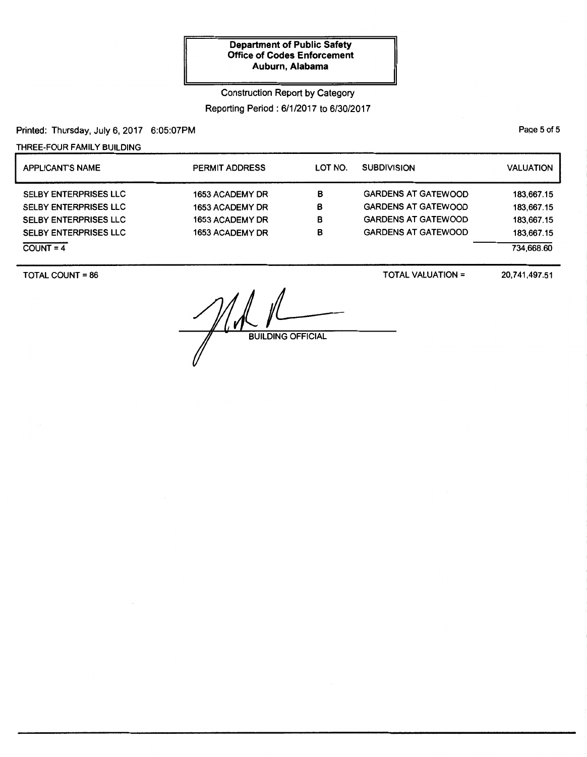**Department of Public Safety**
**Office of Codes Enforcement**
**Auburn, Alabama**

Construction Report by Category

Reporting Period : 6/1/2017 to 6/30/2017

Printed: Thursday, July 6, 2017 6:05:07PM

THREE-FOUR FAMILY BUILDING

| APPLICANT'S NAME | PERMIT ADDRESS | LOT NO. | SUBDIVISION | VALUATION |
|---|---|---|---|---|
| SELBY ENTERPRISES LLC | 1653 ACADEMY DR | B | GARDENS AT GATEWOOD | 183,667.15 |
| SELBY ENTERPRISES LLC | 1653 ACADEMY DR | B | GARDENS AT GATEWOOD | 183,667.15 |
| SELBY ENTERPRISES LLC | 1653 ACADEMY DR | B | GARDENS AT GATEWOOD | 183,667.15 |
| SELBY ENTERPRISES LLC | 1653 ACADEMY DR | B | GARDENS AT GATEWOOD | 183,667.15 |
| COUNT = 4 | | | | 734,668.60 |

TOTAL COUNT = 86

TOTAL VALUATION = 20,741,497.51

BUILDING OFFICIAL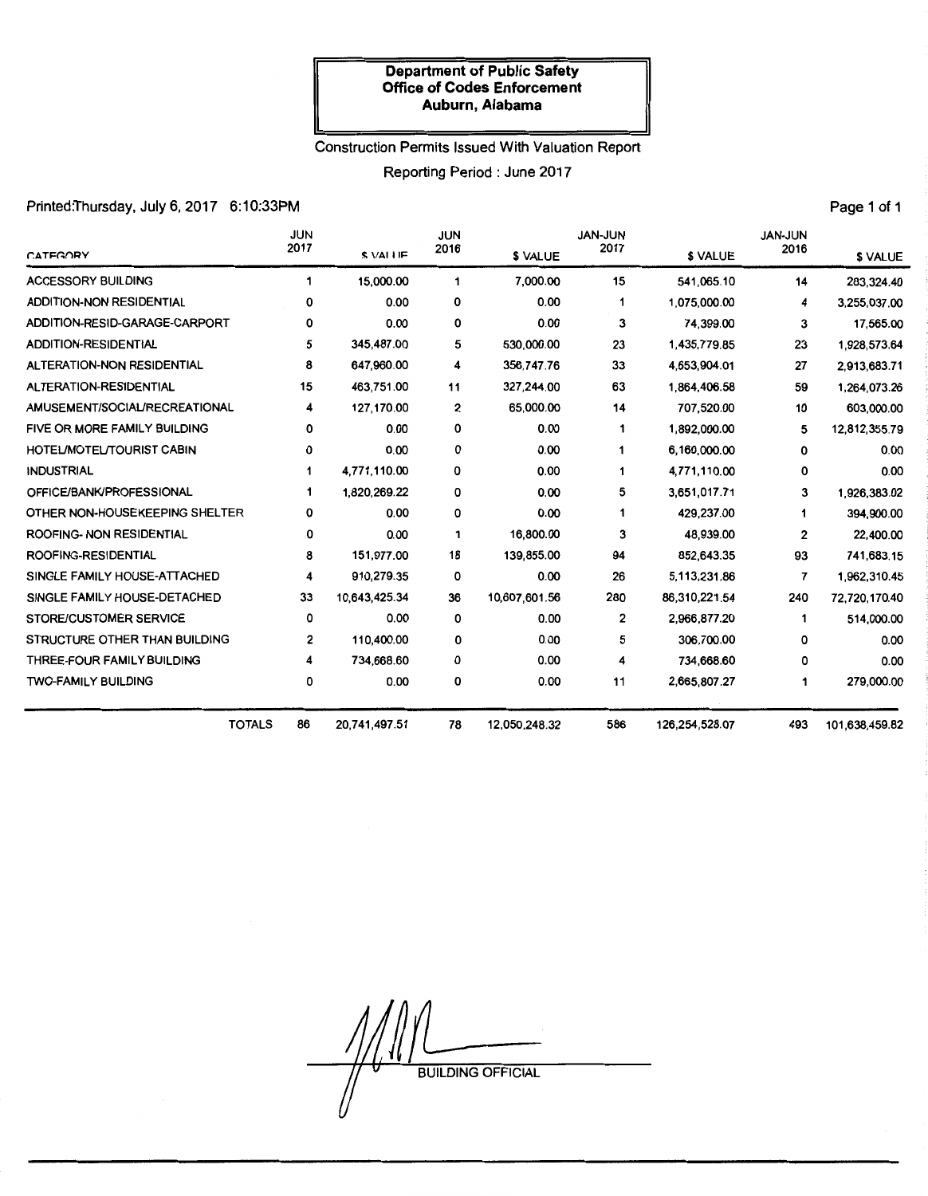**Department of Public Safety**
**Office of Codes Enforcement**
**Auburn, Alabama**

Construction Permits Issued With Valuation Report

Reporting Period : June 2017

Printed:Thursday, July 6, 2017 6:10:33PM

| CATEGORY | JUN 2017 | $ VALUE | JUN 2016 | $ VALUE | JAN-JUN 2017 | $ VALUE | JAN-JUN 2016 | $ VALUE |
|---|---|---|---|---|---|---|---|---|
| ACCESSORY BUILDING | 1 | 15,000.00 | 1 | 7,000.00 | 15 | 541,065.10 | 14 | 283,324.40 |
| ADDITION-NON RESIDENTIAL | 0 | 0.00 | 0 | 0.00 | 1 | 1,075,000.00 | 4 | 3,255,037.00 |
| ADDITION-RESID-GARAGE-CARPORT | 0 | 0.00 | 0 | 0.00 | 3 | 74,399.00 | 3 | 17,565.00 |
| ADDITION-RESIDENTIAL | 5 | 345,487.00 | 5 | 530,000.00 | 23 | 1,435,779.85 | 23 | 1,928,573.64 |
| ALTERATION-NON RESIDENTIAL | 8 | 647,960.00 | 4 | 356,747.76 | 33 | 4,653,904.01 | 27 | 2,913,683.71 |
| ALTERATION-RESIDENTIAL | 15 | 463,751.00 | 11 | 327,244.00 | 63 | 1,864,406.58 | 59 | 1,264,073.26 |
| AMUSEMENT/SOCIAL/RECREATIONAL | 4 | 127,170.00 | 2 | 65,000.00 | 14 | 707,520.00 | 10 | 603,000.00 |
| FIVE OR MORE FAMILY BUILDING | 0 | 0.00 | 0 | 0.00 | 1 | 1,892,000.00 | 5 | 12,812,355.79 |
| HOTEL/MOTEL/TOURIST CABIN | 0 | 0.00 | 0 | 0.00 | 1 | 6,160,000.00 | 0 | 0.00 |
| INDUSTRIAL | 1 | 4,771,110.00 | 0 | 0.00 | 1 | 4,771,110.00 | 0 | 0.00 |
| OFFICE/BANK/PROFESSIONAL | 1 | 1,820,269.22 | 0 | 0.00 | 5 | 3,651,017.71 | 3 | 1,926,383.02 |
| OTHER NON-HOUSEKEEPING SHELTER | 0 | 0.00 | 0 | 0.00 | 1 | 429,237.00 | 1 | 394,900.00 |
| ROOFING- NON RESIDENTIAL | 0 | 0.00 | 1 | 16,800.00 | 3 | 48,939.00 | 2 | 22,400.00 |
| ROOFING-RESIDENTIAL | 8 | 151,977.00 | 18 | 139,855.00 | 94 | 852,643.35 | 93 | 741,683.15 |
| SINGLE FAMILY HOUSE-ATTACHED | 4 | 910,279.35 | 0 | 0.00 | 26 | 5,113,231.86 | 7 | 1,962,310.45 |
| SINGLE FAMILY HOUSE-DETACHED | 33 | 10,643,425.34 | 36 | 10,607,601.56 | 280 | 86,310,221.54 | 240 | 72,720,170.40 |
| STORE/CUSTOMER SERVICE | 0 | 0.00 | 0 | 0.00 | 2 | 2,966,877.20 | 1 | 514,000.00 |
| STRUCTURE OTHER THAN BUILDING | 2 | 110,400.00 | 0 | 0.00 | 5 | 306,700.00 | 0 | 0.00 |
| THREE-FOUR FAMILY BUILDING | 4 | 734,668.60 | 0 | 0.00 | 4 | 734,668.60 | 0 | 0.00 |
| TWO-FAMILY BUILDING | 0 | 0.00 | 0 | 0.00 | 11 | 2,665,807.27 | 1 | 279,000.00 |
| TOTALS | 86 | 20,741,497.51 | 78 | 12,050,248.32 | 586 | 126,254,528.07 | 493 | 101,638,459.82 |

BUILDING OFFICIAL